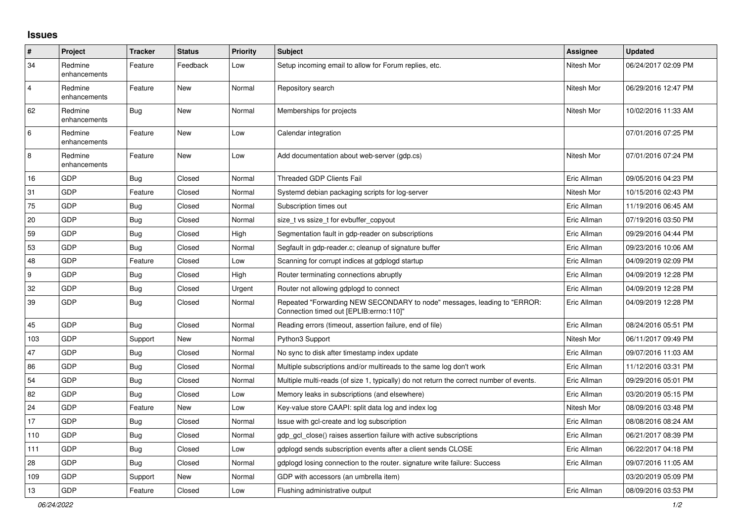# Issues

| # | Project | Tracker | Status | Priority | Subject | Assignee | Updated |
|---|---|---|---|---|---|---|---|
| 34 | Redmine enhancements | Feature | Feedback | Low | Setup incoming email to allow for Forum replies, etc. | Nitesh Mor | 06/24/2017 02:09 PM |
| 4 | Redmine enhancements | Feature | New | Normal | Repository search | Nitesh Mor | 06/29/2016 12:47 PM |
| 62 | Redmine enhancements | Bug | New | Normal | Memberships for projects | Nitesh Mor | 10/02/2016 11:33 AM |
| 6 | Redmine enhancements | Feature | New | Low | Calendar integration | | 07/01/2016 07:25 PM |
| 8 | Redmine enhancements | Feature | New | Low | Add documentation about web-server (gdp.cs) | Nitesh Mor | 07/01/2016 07:24 PM |
| 16 | GDP | Bug | Closed | Normal | Threaded GDP Clients Fail | Eric Allman | 09/05/2016 04:23 PM |
| 31 | GDP | Feature | Closed | Normal | Systemd debian packaging scripts for log-server | Nitesh Mor | 10/15/2016 02:43 PM |
| 75 | GDP | Bug | Closed | Normal | Subscription times out | Eric Allman | 11/19/2016 06:45 AM |
| 20 | GDP | Bug | Closed | Normal | size_t vs ssize_t for evbuffer_copyout | Eric Allman | 07/19/2016 03:50 PM |
| 59 | GDP | Bug | Closed | High | Segmentation fault in gdp-reader on subscriptions | Eric Allman | 09/29/2016 04:44 PM |
| 53 | GDP | Bug | Closed | Normal | Segfault in gdp-reader.c; cleanup of signature buffer | Eric Allman | 09/23/2016 10:06 AM |
| 48 | GDP | Feature | Closed | Low | Scanning for corrupt indices at gdplogd startup | Eric Allman | 04/09/2019 02:09 PM |
| 9 | GDP | Bug | Closed | High | Router terminating connections abruptly | Eric Allman | 04/09/2019 12:28 PM |
| 32 | GDP | Bug | Closed | Urgent | Router not allowing gdplogd to connect | Eric Allman | 04/09/2019 12:28 PM |
| 39 | GDP | Bug | Closed | Normal | Repeated "Forwarding NEW SECONDARY to node" messages, leading to "ERROR: Connection timed out [EPLIB:errno:110]" | Eric Allman | 04/09/2019 12:28 PM |
| 45 | GDP | Bug | Closed | Normal | Reading errors (timeout, assertion failure, end of file) | Eric Allman | 08/24/2016 05:51 PM |
| 103 | GDP | Support | New | Normal | Python3 Support | Nitesh Mor | 06/11/2017 09:49 PM |
| 47 | GDP | Bug | Closed | Normal | No sync to disk after timestamp index update | Eric Allman | 09/07/2016 11:03 AM |
| 86 | GDP | Bug | Closed | Normal | Multiple subscriptions and/or multireads to the same log don't work | Eric Allman | 11/12/2016 03:31 PM |
| 54 | GDP | Bug | Closed | Normal | Multiple multi-reads (of size 1, typically) do not return the correct number of events. | Eric Allman | 09/29/2016 05:01 PM |
| 82 | GDP | Bug | Closed | Low | Memory leaks in subscriptions (and elsewhere) | Eric Allman | 03/20/2019 05:15 PM |
| 24 | GDP | Feature | New | Low | Key-value store CAAPI: split data log and index log | Nitesh Mor | 08/09/2016 03:48 PM |
| 17 | GDP | Bug | Closed | Normal | Issue with gcl-create and log subscription | Eric Allman | 08/08/2016 08:24 AM |
| 110 | GDP | Bug | Closed | Normal | gdp_gcl_close() raises assertion failure with active subscriptions | Eric Allman | 06/21/2017 08:39 PM |
| 111 | GDP | Bug | Closed | Low | gdplogd sends subscription events after a client sends CLOSE | Eric Allman | 06/22/2017 04:18 PM |
| 28 | GDP | Bug | Closed | Normal | gdplogd losing connection to the router. signature write failure: Success | Eric Allman | 09/07/2016 11:05 AM |
| 109 | GDP | Support | New | Normal | GDP with accessors (an umbrella item) | | 03/20/2019 05:09 PM |
| 13 | GDP | Feature | Closed | Low | Flushing administrative output | Eric Allman | 08/09/2016 03:53 PM |

*06/24/2022*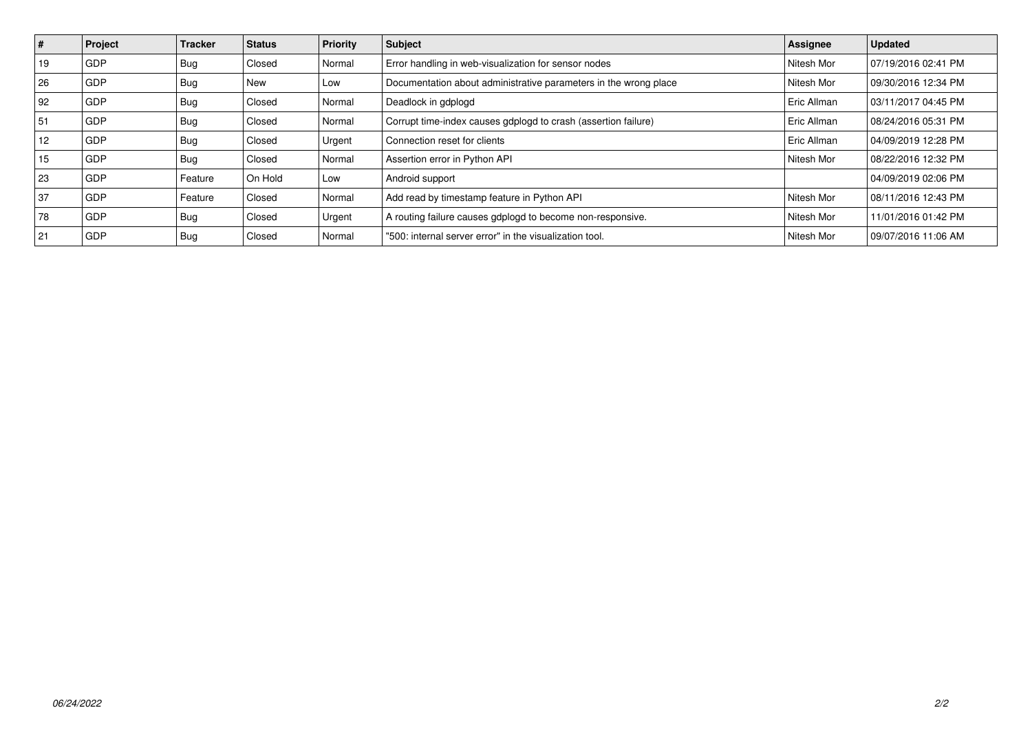| # | Project | Tracker | Status | Priority | Subject | Assignee | Updated |
|---|---|---|---|---|---|---|---|
| 19 | GDP | Bug | Closed | Normal | Error handling in web-visualization for sensor nodes | Nitesh Mor | 07/19/2016 02:41 PM |
| 26 | GDP | Bug | New | Low | Documentation about administrative parameters in the wrong place | Nitesh Mor | 09/30/2016 12:34 PM |
| 92 | GDP | Bug | Closed | Normal | Deadlock in gdplogd | Eric Allman | 03/11/2017 04:45 PM |
| 51 | GDP | Bug | Closed | Normal | Corrupt time-index causes gdplogd to crash (assertion failure) | Eric Allman | 08/24/2016 05:31 PM |
| 12 | GDP | Bug | Closed | Urgent | Connection reset for clients | Eric Allman | 04/09/2019 12:28 PM |
| 15 | GDP | Bug | Closed | Normal | Assertion error in Python API | Nitesh Mor | 08/22/2016 12:32 PM |
| 23 | GDP | Feature | On Hold | Low | Android support | | 04/09/2019 02:06 PM |
| 37 | GDP | Feature | Closed | Normal | Add read by timestamp feature in Python API | Nitesh Mor | 08/11/2016 12:43 PM |
| 78 | GDP | Bug | Closed | Urgent | A routing failure causes gdplogd to become non-responsive. | Nitesh Mor | 11/01/2016 01:42 PM |
| 21 | GDP | Bug | Closed | Normal | "500: internal server error" in the visualization tool. | Nitesh Mor | 09/07/2016 11:06 AM |